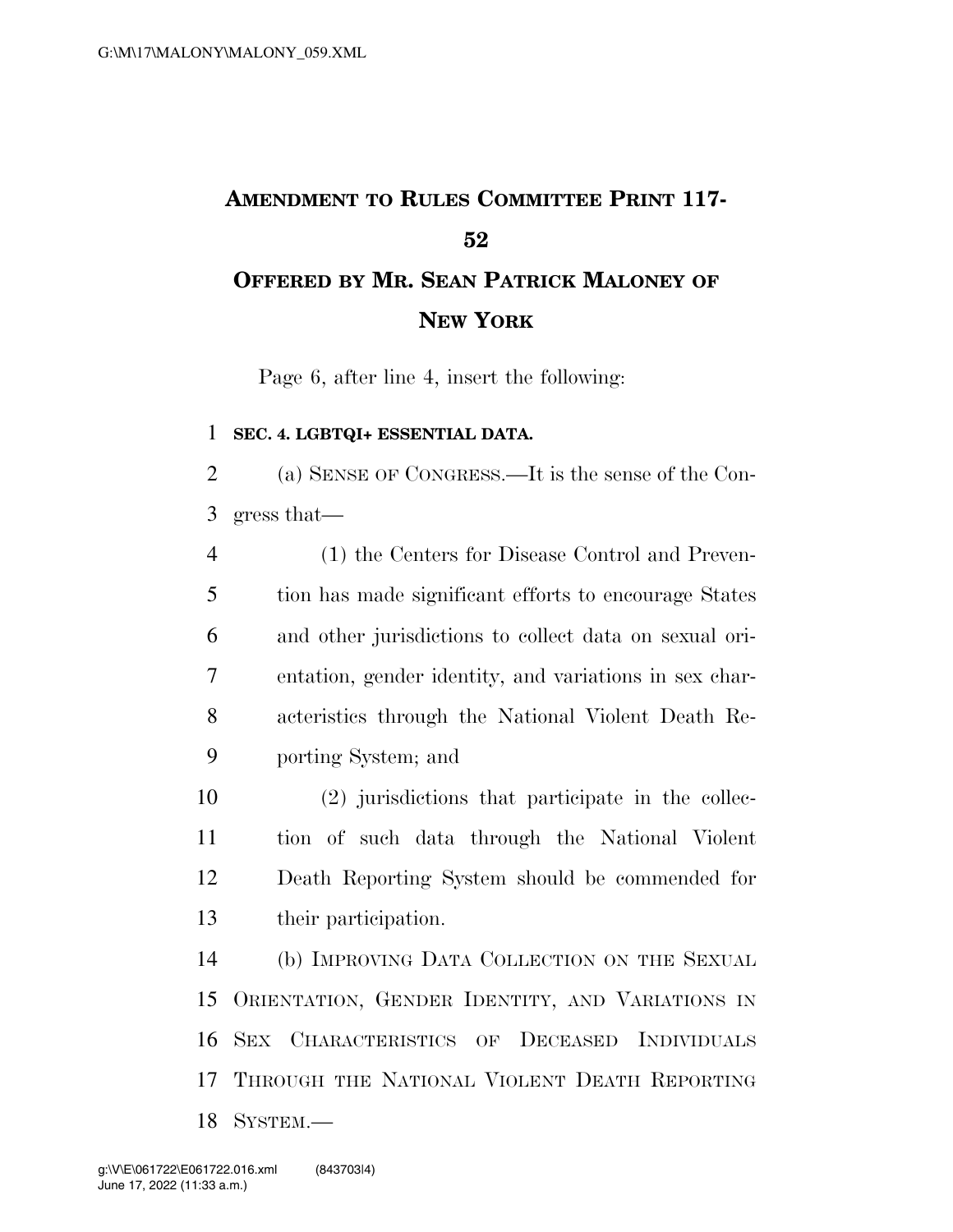# AMENDMENT TO RULES COMMITTEE PRINT 117-52

## OFFERED BY MR. SEAN PATRICK MALONEY OF NEW YORK

Page 6, after line 4, insert the following:

**SEC. 4. LGBTQI+ ESSENTIAL DATA.**

(a) SENSE OF CONGRESS.—It is the sense of the Congress that—

(1) the Centers for Disease Control and Prevention has made significant efforts to encourage States and other jurisdictions to collect data on sexual orientation, gender identity, and variations in sex characteristics through the National Violent Death Reporting System; and

(2) jurisdictions that participate in the collection of such data through the National Violent Death Reporting System should be commended for their participation.

(b) IMPROVING DATA COLLECTION ON THE SEXUAL ORIENTATION, GENDER IDENTITY, AND VARIATIONS IN SEX CHARACTERISTICS OF DECEASED INDIVIDUALS THROUGH THE NATIONAL VIOLENT DEATH REPORTING SYSTEM.—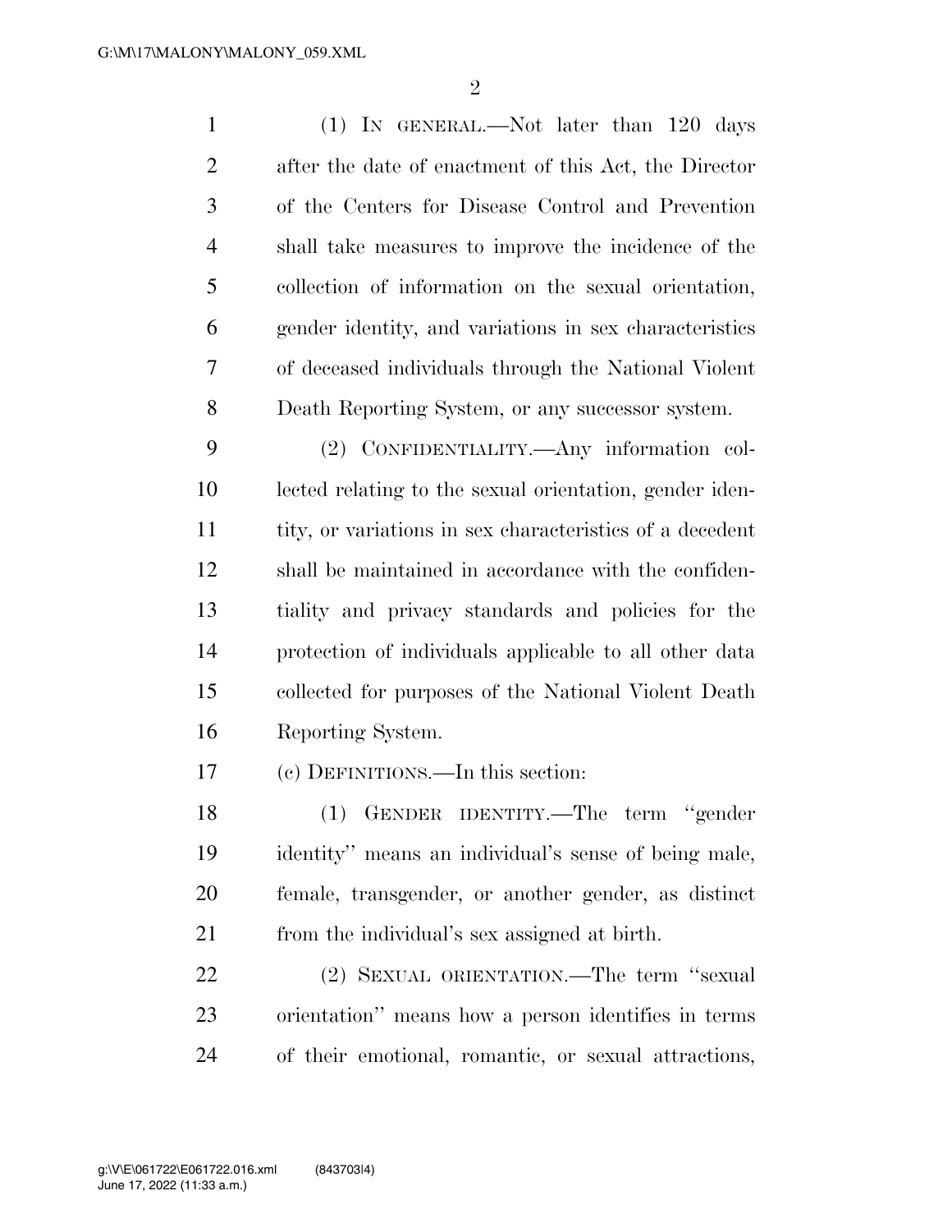(1) IN GENERAL.—Not later than 120 days after the date of enactment of this Act, the Director of the Centers for Disease Control and Prevention shall take measures to improve the incidence of the collection of information on the sexual orientation, gender identity, and variations in sex characteristics of deceased individuals through the National Violent Death Reporting System, or any successor system.

(2) CONFIDENTIALITY.—Any information collected relating to the sexual orientation, gender identity, or variations in sex characteristics of a decedent shall be maintained in accordance with the confidentiality and privacy standards and policies for the protection of individuals applicable to all other data collected for purposes of the National Violent Death Reporting System.

(c) DEFINITIONS.—In this section:

(1) GENDER IDENTITY.—The term ''gender identity'' means an individual's sense of being male, female, transgender, or another gender, as distinct from the individual's sex assigned at birth.

(2) SEXUAL ORIENTATION.—The term ''sexual orientation'' means how a person identifies in terms of their emotional, romantic, or sexual attractions,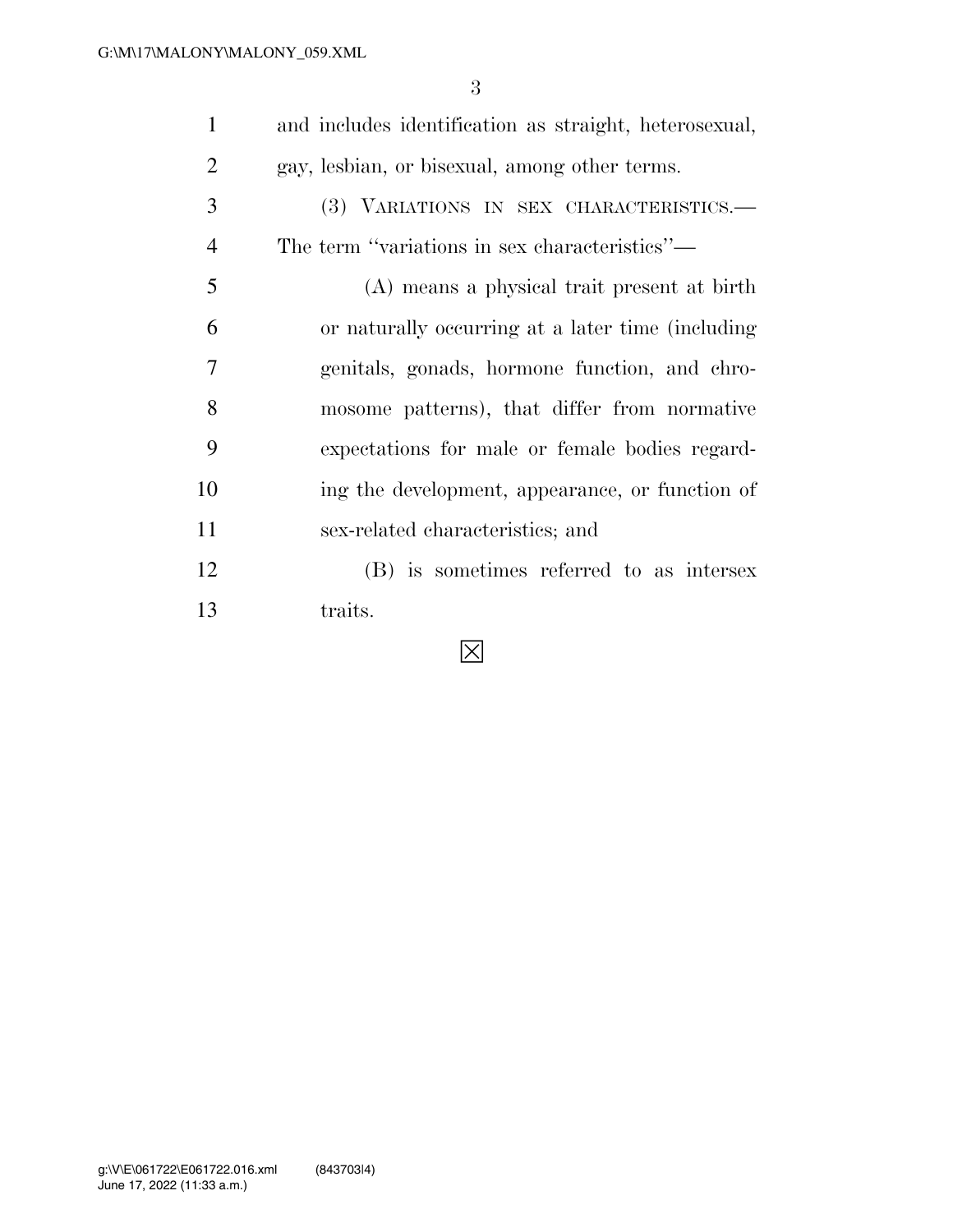and includes identification as straight, heterosexual, gay, lesbian, or bisexual, among other terms.

(3) VARIATIONS IN SEX CHARACTERISTICS.— The term ''variations in sex characteristics''—

(A) means a physical trait present at birth or naturally occurring at a later time (including genitals, gonads, hormone function, and chromosome patterns), that differ from normative expectations for male or female bodies regarding the development, appearance, or function of sex-related characteristics; and

(B) is sometimes referred to as intersex traits.